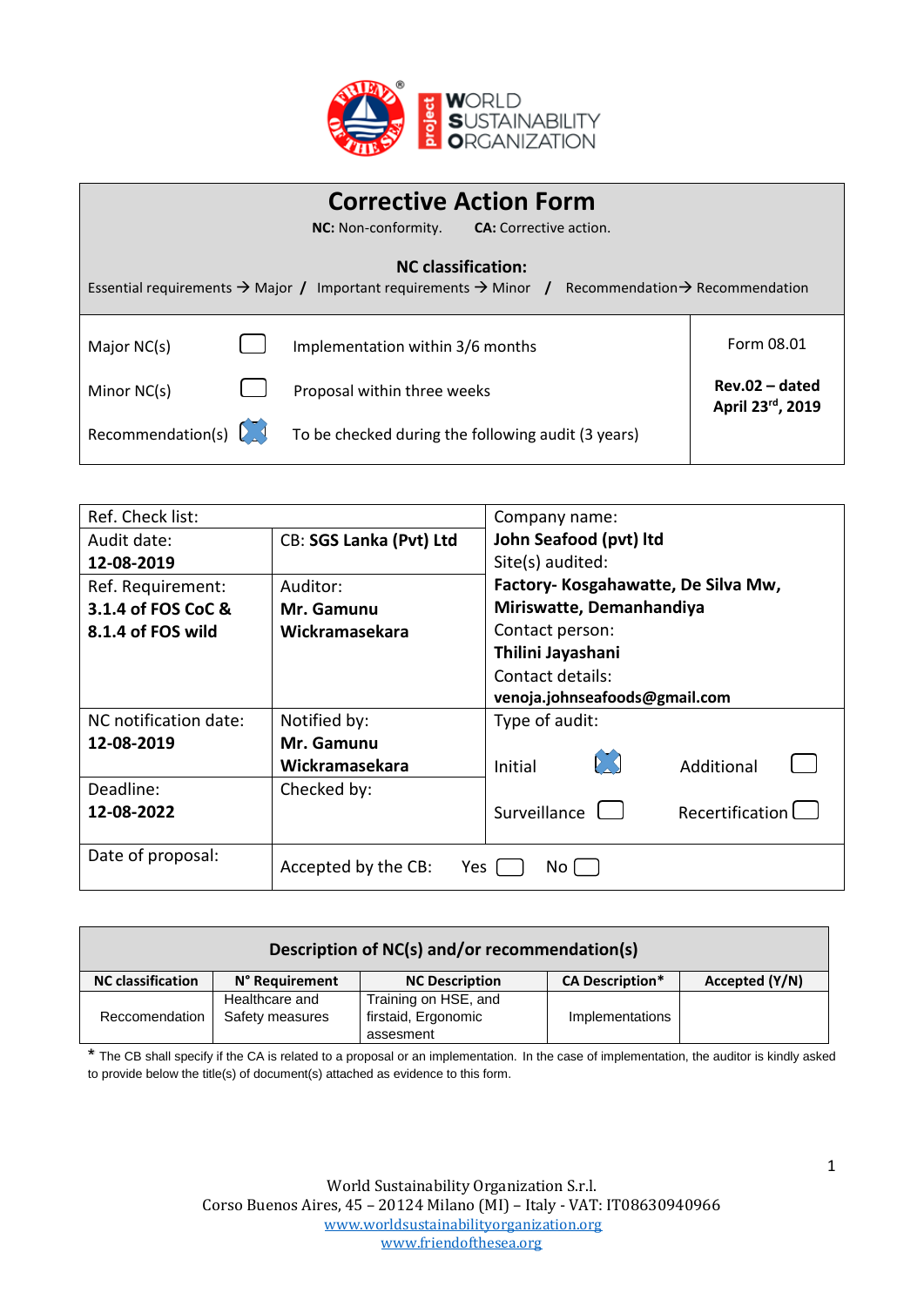# Corrective Action Form

**NC:** Non-conformity. **CA:** Corrective action.

**NC classification:**

Essential requirements → Major / Important requirements → Minor / Recommendation→ Recommendation

| | | | |
|---|---|---|---|
| Major NC(s) | ☐ | Implementation within 3/6 months | Form 08.01 |
| Minor NC(s) | ☐ | Proposal within three weeks | **Rev.02 – dated April 23rd, 2019** |
| Recommendation(s) | ☒ | To be checked during the following audit (3 years) | |

| | | | | |
|---|---|---|---|---|
| Ref. Check list: | | Company name: **John Seafood (pvt) ltd** | | |
| Audit date: **12-08-2019** | CB: **SGS Lanka (Pvt) Ltd** | Site(s) audited: **Factory- Kosgahawatte, De Silva Mw, Miriswatte, Demanhandiya** | | |
| Ref. Requirement: **3.1.4 of FOS CoC & 8.1.4 of FOS wild** | Auditor: **Mr. Gamunu Wickramasekara** | Contact person: **Thilini Jayashani** Contact details: **venoja.johnseafoods@gmail.com** | | |
| NC notification date: **12-08-2019** | Notified by: **Mr. Gamunu Wickramasekara** | Type of audit: Initial ☒ | Additional ☐ | |
| Deadline: **12-08-2022** | Checked by: | Surveillance ☐ | Recertification ☐ | |
| Date of proposal: | Accepted by the CB: Yes ☐ No ☐ | | | |

| Description of NC(s) and/or recommendation(s) | | | | |
|---|---|---|---|---|
| **NC classification** | **N° Requirement** | **NC Description** | **CA Description*** | **Accepted (Y/N)** |
| Reccomendation | Healthcare and Safety measures | Training on HSE, and firstaid, Ergonomic assesment | Implementations | |

* The CB shall specify if the CA is related to a proposal or an implementation. In the case of implementation, the auditor is kindly asked to provide below the title(s) of document(s) attached as evidence to this form.

World Sustainability Organization S.r.l.
Corso Buenos Aires, 45 – 20124 Milano (MI) – Italy - VAT: IT08630940966
www.worldsustainabilityorganization.org
www.friendofthesea.org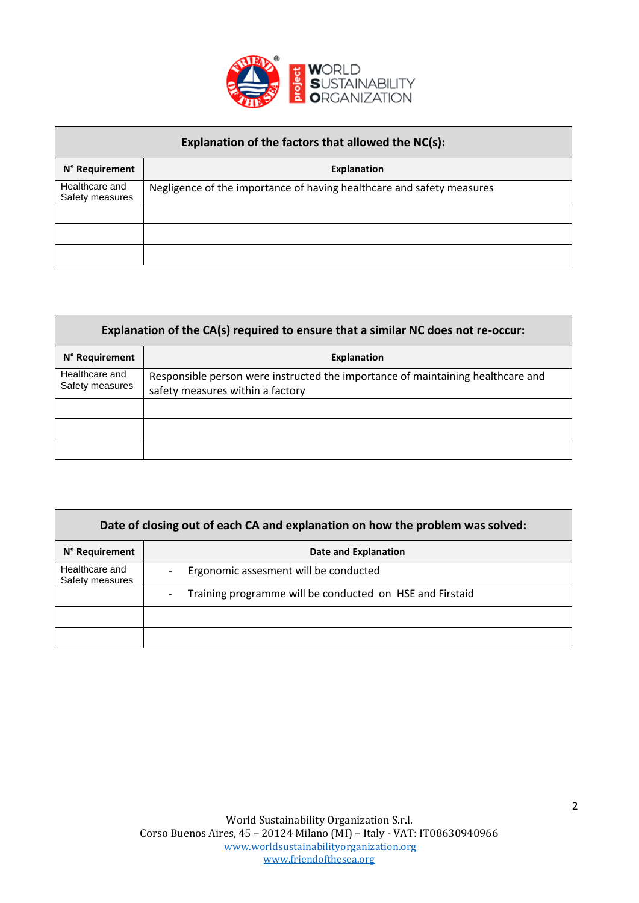| Explanation of the factors that allowed the NC(s): | |
|---|---|
| **N° Requirement** | **Explanation** |
| Healthcare and Safety measures | Negligence of the importance of having healthcare and safety measures |
| | |
| | |
| | |

| Explanation of the CA(s) required to ensure that a similar NC does not re-occur: | |
|---|---|
| **N° Requirement** | **Explanation** |
| Healthcare and Safety measures | Responsible person were instructed the importance of maintaining healthcare and safety measures within a factory |
| | |
| | |
| | |

| Date of closing out of each CA and explanation on how the problem was solved: | |
|---|---|
| **N° Requirement** | **Date and Explanation** |
| Healthcare and Safety measures | - Ergonomic assesment will be conducted |
| | - Training programme will be conducted on HSE and Firstaid |
| | |
| | |

World Sustainability Organization S.r.l.
Corso Buenos Aires, 45 – 20124 Milano (MI) – Italy - VAT: IT08630940966
www.worldsustainabilityorganization.org
www.friendofthesea.org